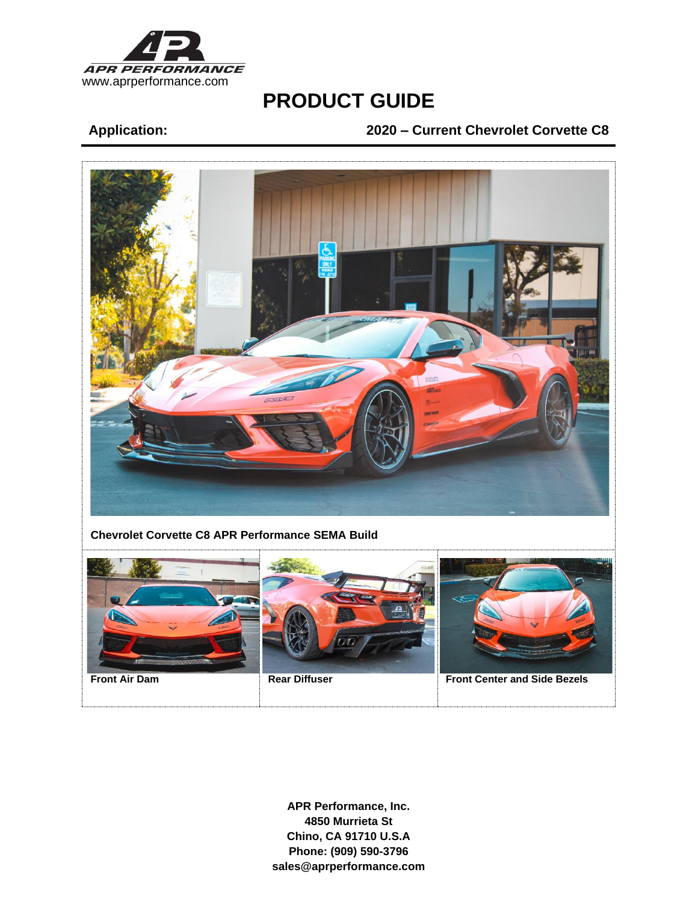APR PERFORMANCE
www.aprperformance.com

# PRODUCT GUIDE

**Application:** **2020 – Current Chevrolet Corvette C8**

**Chevrolet Corvette C8 APR Performance SEMA Build**

**Front Air Dam**

**Rear Diffuser**

**Front Center and Side Bezels**

**APR Performance, Inc.**
**4850 Murrieta St**
**Chino, CA 91710 U.S.A**
**Phone: (909) 590-3796**
**sales@aprperformance.com**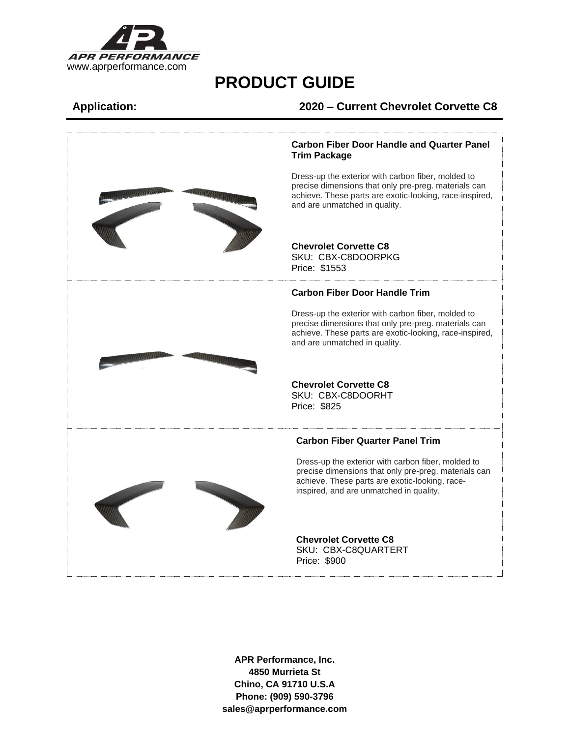APR PERFORMANCE
www.aprperformance.com

# PRODUCT GUIDE

**Application:** **2020 – Current Chevrolet Corvette C8**

### Carbon Fiber Door Handle and Quarter Panel Trim Package

Dress-up the exterior with carbon fiber, molded to precise dimensions that only pre-preg. materials can achieve. These parts are exotic-looking, race-inspired, and are unmatched in quality.

**Chevrolet Corvette C8**
SKU: CBX-C8DOORPKG
Price: $1553

### Carbon Fiber Door Handle Trim

Dress-up the exterior with carbon fiber, molded to precise dimensions that only pre-preg. materials can achieve. These parts are exotic-looking, race-inspired, and are unmatched in quality.

**Chevrolet Corvette C8**
SKU: CBX-C8DOORHT
Price: $825

### Carbon Fiber Quarter Panel Trim

Dress-up the exterior with carbon fiber, molded to precise dimensions that only pre-preg. materials can achieve. These parts are exotic-looking, race-inspired, and are unmatched in quality.

**Chevrolet Corvette C8**
SKU: CBX-C8QUARTERT
Price: $900

**APR Performance, Inc.**
**4850 Murrieta St**
**Chino, CA 91710 U.S.A**
**Phone: (909) 590-3796**
**sales@aprperformance.com**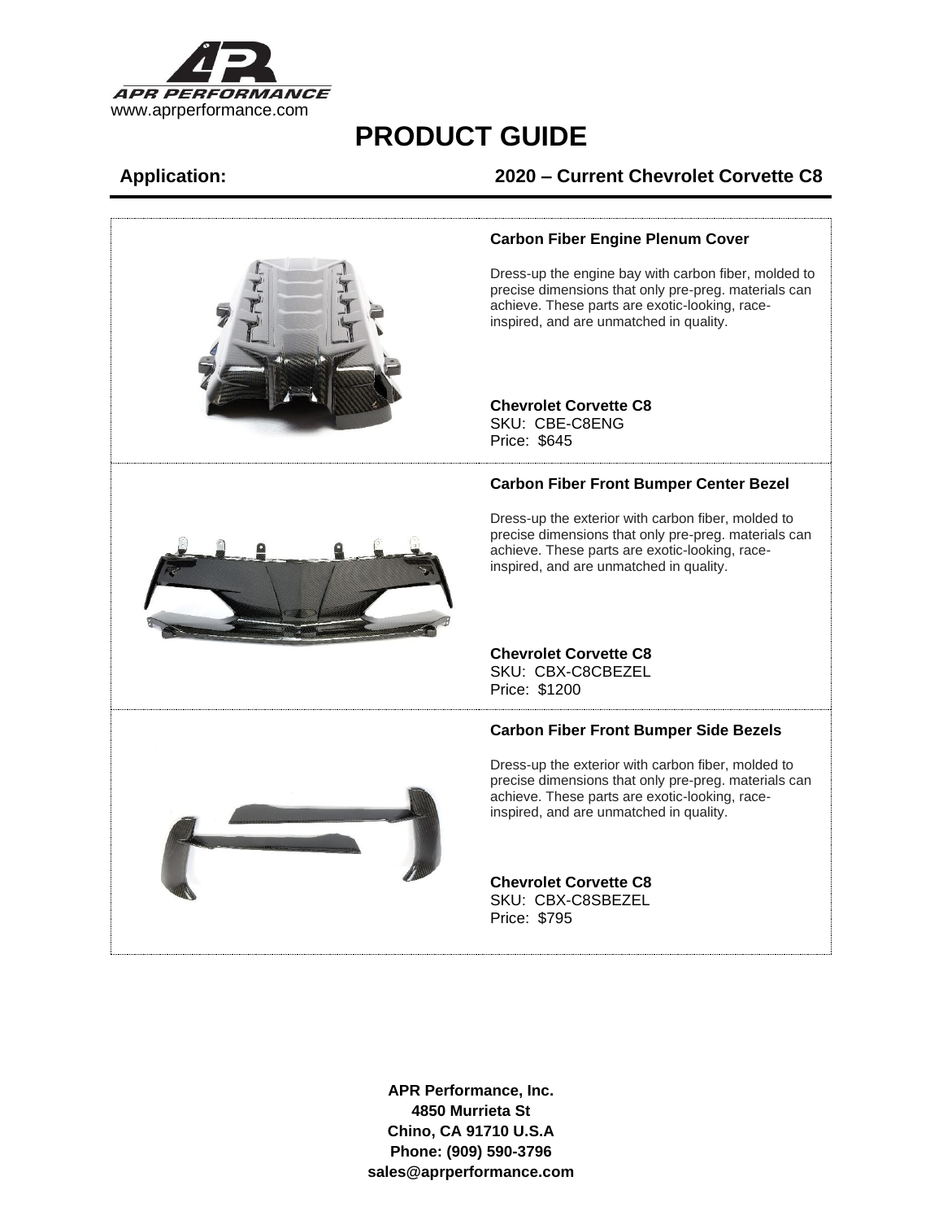APR PERFORMANCE
www.aprperformance.com

# PRODUCT GUIDE

**Application:** **2020 – Current Chevrolet Corvette C8**

### Carbon Fiber Engine Plenum Cover

Dress-up the engine bay with carbon fiber, molded to precise dimensions that only pre-preg. materials can achieve. These parts are exotic-looking, race-inspired, and are unmatched in quality.

**Chevrolet Corvette C8**
SKU: CBE-C8ENG
Price: $645

### Carbon Fiber Front Bumper Center Bezel

Dress-up the exterior with carbon fiber, molded to precise dimensions that only pre-preg. materials can achieve. These parts are exotic-looking, race-inspired, and are unmatched in quality.

**Chevrolet Corvette C8**
SKU: CBX-C8CBEZEL
Price: $1200

### Carbon Fiber Front Bumper Side Bezels

Dress-up the exterior with carbon fiber, molded to precise dimensions that only pre-preg. materials can achieve. These parts are exotic-looking, race-inspired, and are unmatched in quality.

**Chevrolet Corvette C8**
SKU: CBX-C8SBEZEL
Price: $795

**APR Performance, Inc.**
**4850 Murrieta St**
**Chino, CA 91710 U.S.A**
**Phone: (909) 590-3796**
**sales@aprperformance.com**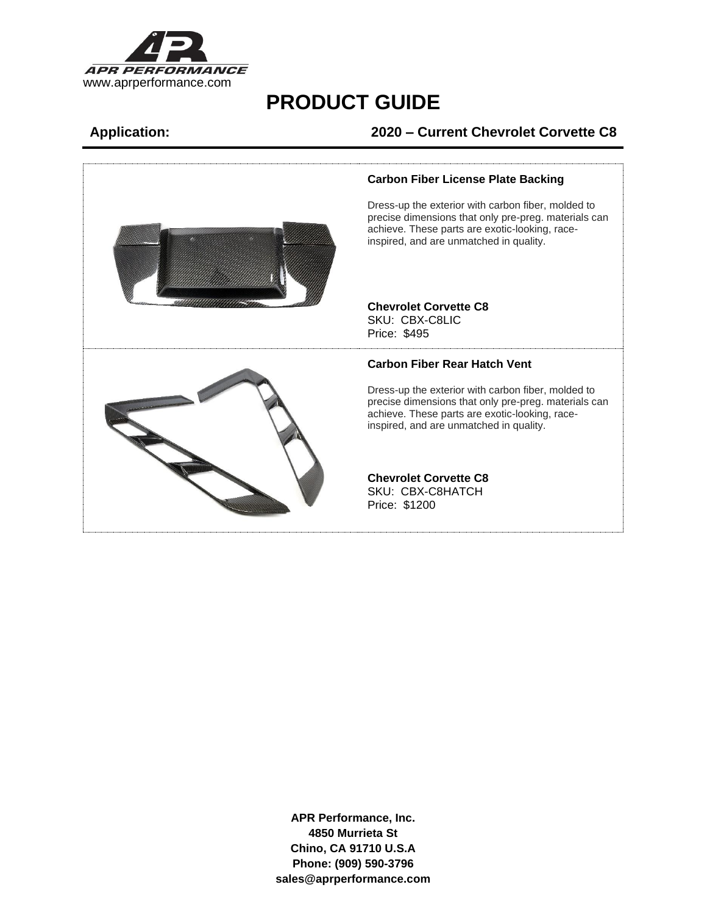APR PERFORMANCE
www.aprperformance.com

# PRODUCT GUIDE

**Application:** **2020 – Current Chevrolet Corvette C8**

### Carbon Fiber License Plate Backing

Dress-up the exterior with carbon fiber, molded to precise dimensions that only pre-preg. materials can achieve. These parts are exotic-looking, race-inspired, and are unmatched in quality.

**Chevrolet Corvette C8**
SKU: CBX-C8LIC
Price: $495

### Carbon Fiber Rear Hatch Vent

Dress-up the exterior with carbon fiber, molded to precise dimensions that only pre-preg. materials can achieve. These parts are exotic-looking, race-inspired, and are unmatched in quality.

**Chevrolet Corvette C8**
SKU: CBX-C8HATCH
Price: $1200

**APR Performance, Inc.**
**4850 Murrieta St**
**Chino, CA 91710 U.S.A**
**Phone: (909) 590-3796**
**sales@aprperformance.com**